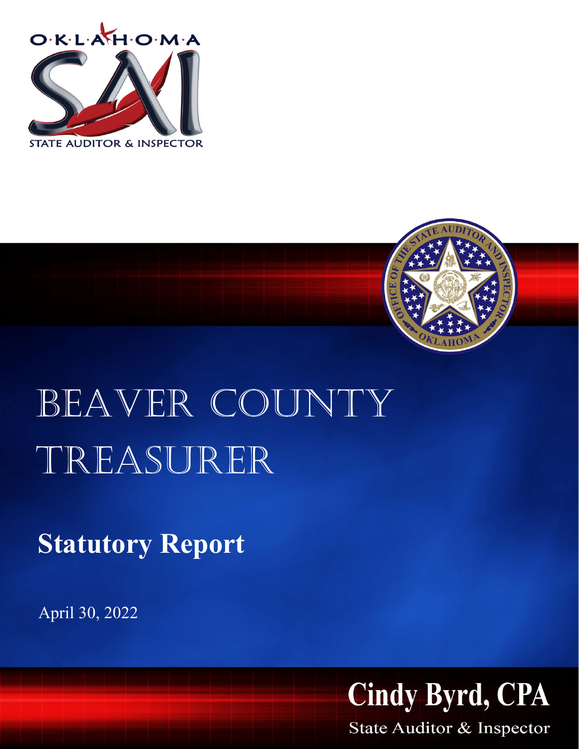OKLAHOMA

STATE AUDITOR & INSPECTOR

# BEAVER COUNTY TREASURER

## Statutory Report

April 30, 2022

**Cindy Byrd, CPA**

State Auditor & Inspector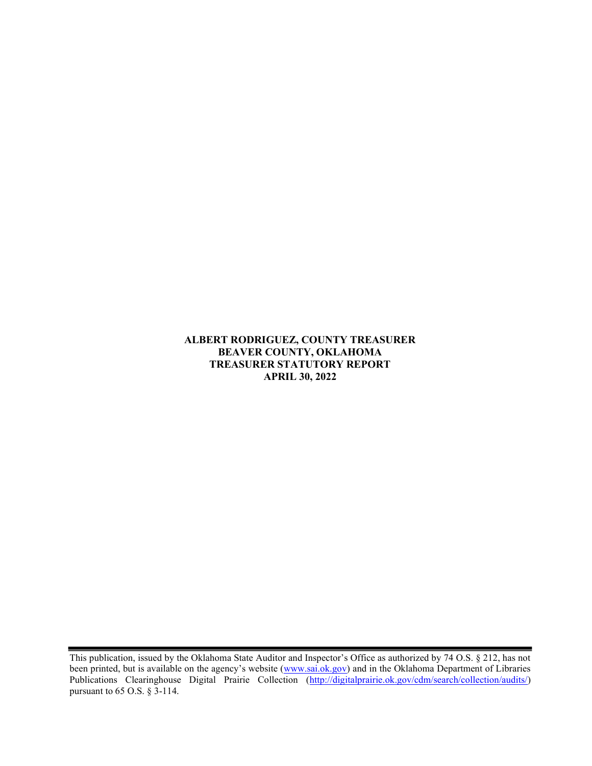**ALBERT RODRIGUEZ, COUNTY TREASURER**
**BEAVER COUNTY, OKLAHOMA**
**TREASURER STATUTORY REPORT**
**APRIL 30, 2022**

---

This publication, issued by the Oklahoma State Auditor and Inspector's Office as authorized by 74 O.S. § 212, has not been printed, but is available on the agency's website ([www.sai.ok.gov](www.sai.ok.gov)) and in the Oklahoma Department of Libraries Publications Clearinghouse Digital Prairie Collection ([http://digitalprairie.ok.gov/cdm/search/collection/audits/](http://digitalprairie.ok.gov/cdm/search/collection/audits/)) pursuant to 65 O.S. § 3-114.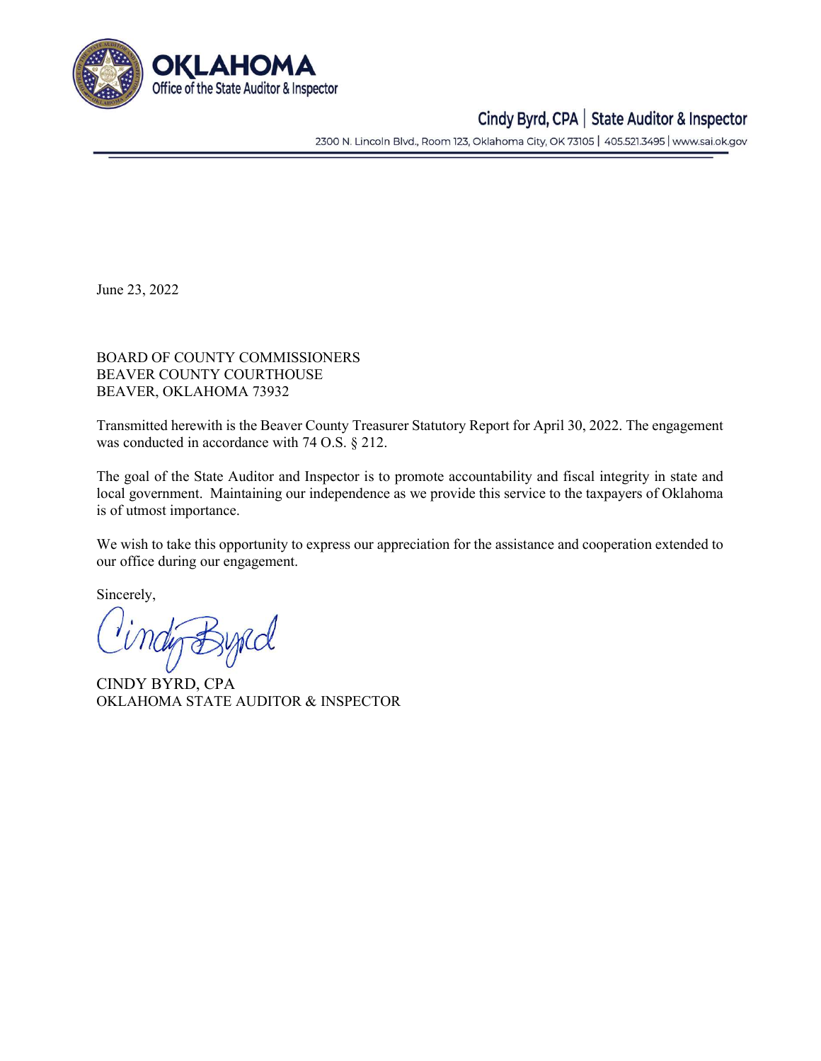**OKLAHOMA**
**Office of the State Auditor & Inspector**

**Cindy Byrd, CPA | State Auditor & Inspector**

2300 N. Lincoln Blvd., Room 123, Oklahoma City, OK 73105 | 405.521.3495 | www.sai.ok.gov

June 23, 2022

BOARD OF COUNTY COMMISSIONERS
BEAVER COUNTY COURTHOUSE
BEAVER, OKLAHOMA 73932

Transmitted herewith is the Beaver County Treasurer Statutory Report for April 30, 2022. The engagement was conducted in accordance with 74 O.S. § 212.

The goal of the State Auditor and Inspector is to promote accountability and fiscal integrity in state and local government. Maintaining our independence as we provide this service to the taxpayers of Oklahoma is of utmost importance.

We wish to take this opportunity to express our appreciation for the assistance and cooperation extended to our office during our engagement.

Sincerely,

Cindy Byrd

CINDY BYRD, CPA
OKLAHOMA STATE AUDITOR & INSPECTOR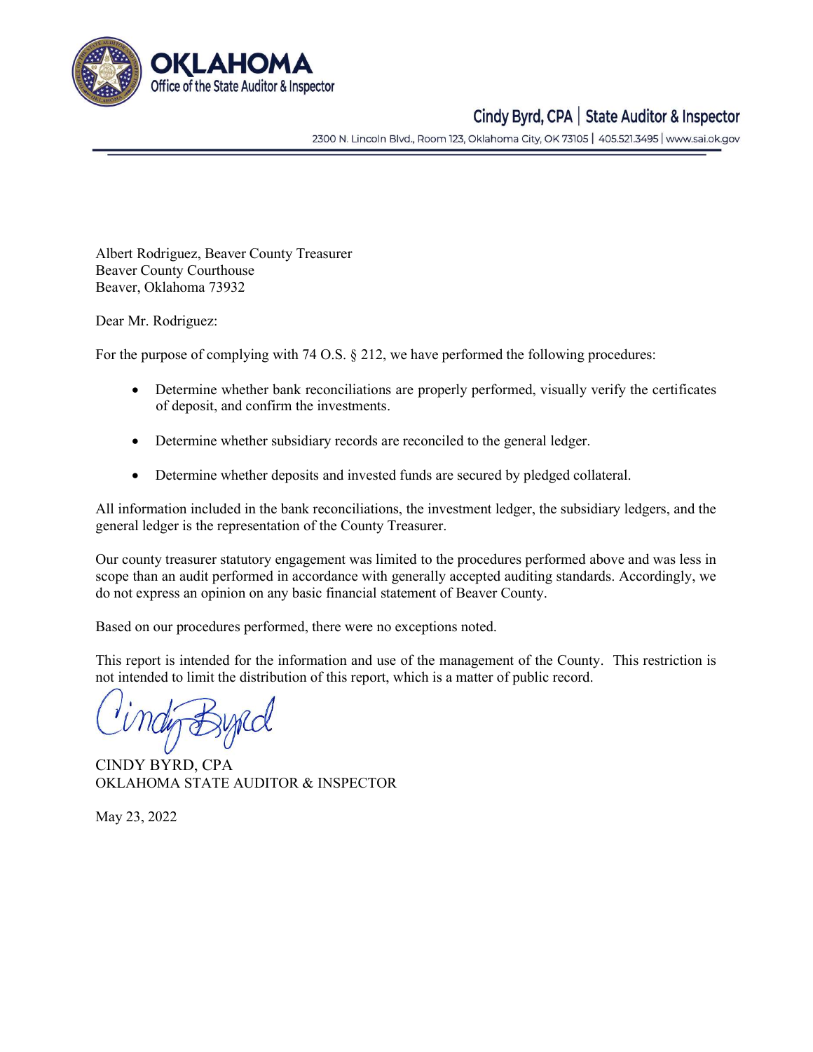**OKLAHOMA**
Office of the State Auditor & Inspector

Cindy Byrd, CPA | State Auditor & Inspector

2300 N. Lincoln Blvd., Room 123, Oklahoma City, OK 73105 | 405.521.3495 | www.sai.ok.gov

Albert Rodriguez, Beaver County Treasurer
Beaver County Courthouse
Beaver, Oklahoma 73932

Dear Mr. Rodriguez:

For the purpose of complying with 74 O.S. § 212, we have performed the following procedures:

- Determine whether bank reconciliations are properly performed, visually verify the certificates of deposit, and confirm the investments.
- Determine whether subsidiary records are reconciled to the general ledger.
- Determine whether deposits and invested funds are secured by pledged collateral.

All information included in the bank reconciliations, the investment ledger, the subsidiary ledgers, and the general ledger is the representation of the County Treasurer.

Our county treasurer statutory engagement was limited to the procedures performed above and was less in scope than an audit performed in accordance with generally accepted auditing standards. Accordingly, we do not express an opinion on any basic financial statement of Beaver County.

Based on our procedures performed, there were no exceptions noted.

This report is intended for the information and use of the management of the County. This restriction is not intended to limit the distribution of this report, which is a matter of public record.

CINDY BYRD, CPA
OKLAHOMA STATE AUDITOR & INSPECTOR

May 23, 2022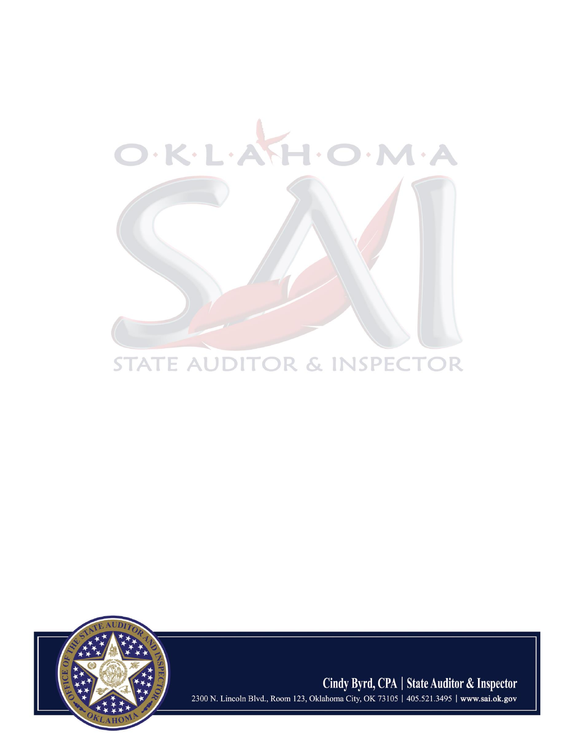OKLAHOMA

SAI

STATE AUDITOR & INSPECTOR

**Cindy Byrd, CPA | State Auditor & Inspector**

2300 N. Lincoln Blvd., Room 123, Oklahoma City, OK 73105 | 405.521.3495 | **www.sai.ok.gov**